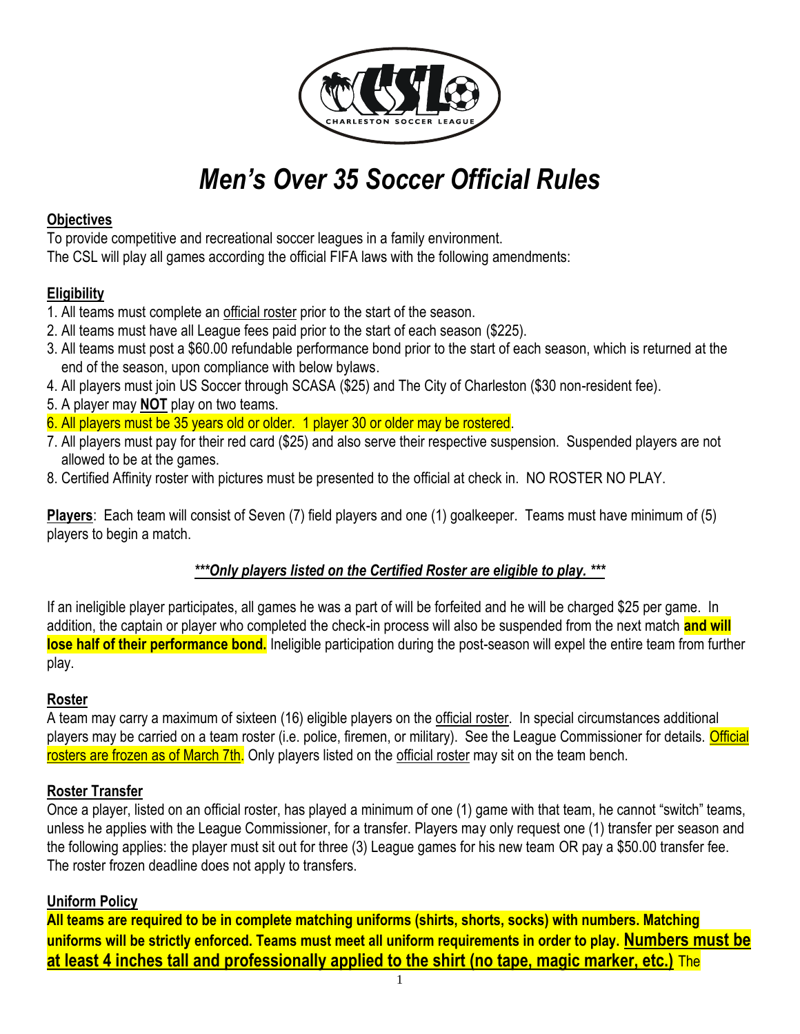CHARLESTON SOCCER LEAGUE

# *Men's Over 35 Soccer Official Rules*

**Objectives**

To provide competitive and recreational soccer leagues in a family environment.
The CSL will play all games according the official FIFA laws with the following amendments:

**Eligibility**

1. All teams must complete an official roster prior to the start of the season.
2. All teams must have all League fees paid prior to the start of each season ($225).
3. All teams must post a $60.00 refundable performance bond prior to the start of each season, which is returned at the end of the season, upon compliance with below bylaws.
4. All players must join US Soccer through SCASA ($25) and The City of Charleston ($30 non-resident fee).
5. A player may **NOT** play on two teams.
6. All players must be 35 years old or older. 1 player 30 or older may be rostered.
7. All players must pay for their red card ($25) and also serve their respective suspension. Suspended players are not allowed to be at the games.
8. Certified Affinity roster with pictures must be presented to the official at check in. NO ROSTER NO PLAY.

**Players**: Each team will consist of Seven (7) field players and one (1) goalkeeper. Teams must have minimum of (5) players to begin a match.

***\*\*\*Only players listed on the Certified Roster are eligible to play. \*\*\****

If an ineligible player participates, all games he was a part of will be forfeited and he will be charged $25 per game. In addition, the captain or player who completed the check-in process will also be suspended from the next match **and will lose half of their performance bond.** Ineligible participation during the post-season will expel the entire team from further play.

**Roster**

A team may carry a maximum of sixteen (16) eligible players on the official roster. In special circumstances additional players may be carried on a team roster (i.e. police, firemen, or military). See the League Commissioner for details. Official rosters are frozen as of March 7th. Only players listed on the official roster may sit on the team bench.

**Roster Transfer**

Once a player, listed on an official roster, has played a minimum of one (1) game with that team, he cannot "switch" teams, unless he applies with the League Commissioner, for a transfer. Players may only request one (1) transfer per season and the following applies: the player must sit out for three (3) League games for his new team OR pay a $50.00 transfer fee. The roster frozen deadline does not apply to transfers.

**Uniform Policy**

**All teams are required to be in complete matching uniforms (shirts, shorts, socks) with numbers. Matching uniforms will be strictly enforced. Teams must meet all uniform requirements in order to play. Numbers must be at least 4 inches tall and professionally applied to the shirt (no tape, magic marker, etc.)** The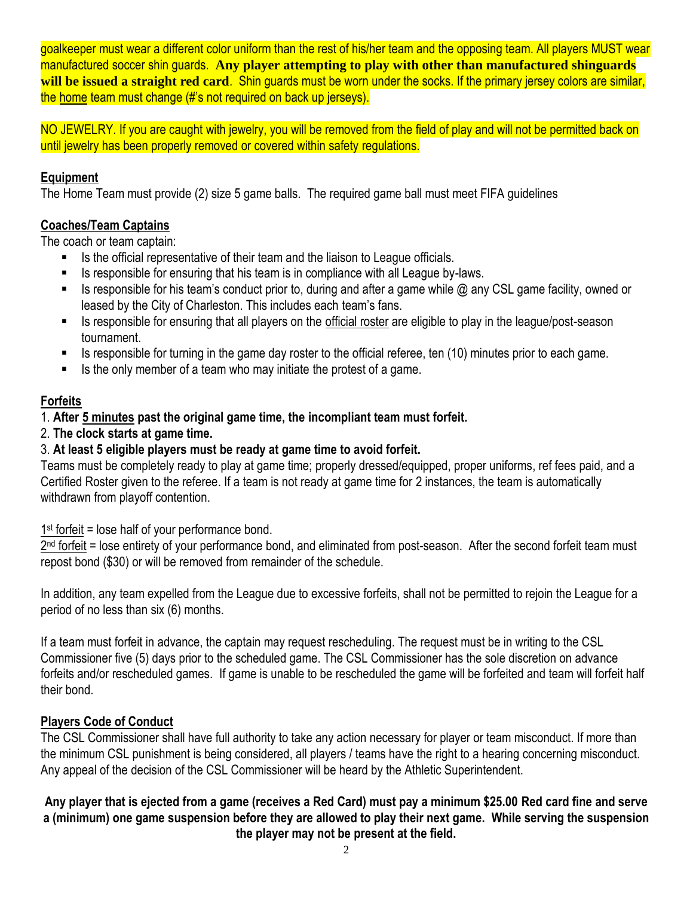goalkeeper must wear a different color uniform than the rest of his/her team and the opposing team. All players MUST wear manufactured soccer shin guards. **Any player attempting to play with other than manufactured shinguards will be issued a straight red card**. Shin guards must be worn under the socks. If the primary jersey colors are similar, the home team must change (#'s not required on back up jerseys).

NO JEWELRY. If you are caught with jewelry, you will be removed from the field of play and will not be permitted back on until jewelry has been properly removed or covered within safety regulations.

## Equipment

The Home Team must provide (2) size 5 game balls. The required game ball must meet FIFA guidelines

## Coaches/Team Captains

The coach or team captain:

- Is the official representative of their team and the liaison to League officials.
- Is responsible for ensuring that his team is in compliance with all League by-laws.
- Is responsible for his team's conduct prior to, during and after a game while @ any CSL game facility, owned or leased by the City of Charleston. This includes each team's fans.
- Is responsible for ensuring that all players on the official roster are eligible to play in the league/post-season tournament.
- Is responsible for turning in the game day roster to the official referee, ten (10) minutes prior to each game.
- Is the only member of a team who may initiate the protest of a game.

## Forfeits

1. **After 5 minutes past the original game time, the incompliant team must forfeit.**
2. **The clock starts at game time.**
3. **At least 5 eligible players must be ready at game time to avoid forfeit.**

Teams must be completely ready to play at game time; properly dressed/equipped, proper uniforms, ref fees paid, and a Certified Roster given to the referee. If a team is not ready at game time for 2 instances, the team is automatically withdrawn from playoff contention.

1st forfeit = lose half of your performance bond.
2nd forfeit = lose entirety of your performance bond, and eliminated from post-season. After the second forfeit team must repost bond ($30) or will be removed from remainder of the schedule.

In addition, any team expelled from the League due to excessive forfeits, shall not be permitted to rejoin the League for a period of no less than six (6) months.

If a team must forfeit in advance, the captain may request rescheduling. The request must be in writing to the CSL Commissioner five (5) days prior to the scheduled game. The CSL Commissioner has the sole discretion on advance forfeits and/or rescheduled games. If game is unable to be rescheduled the game will be forfeited and team will forfeit half their bond.

## Players Code of Conduct

The CSL Commissioner shall have full authority to take any action necessary for player or team misconduct. If more than the minimum CSL punishment is being considered, all players / teams have the right to a hearing concerning misconduct. Any appeal of the decision of the CSL Commissioner will be heard by the Athletic Superintendent.

**Any player that is ejected from a game (receives a Red Card) must pay a minimum $25.00 Red card fine and serve a (minimum) one game suspension before they are allowed to play their next game. While serving the suspension the player may not be present at the field.**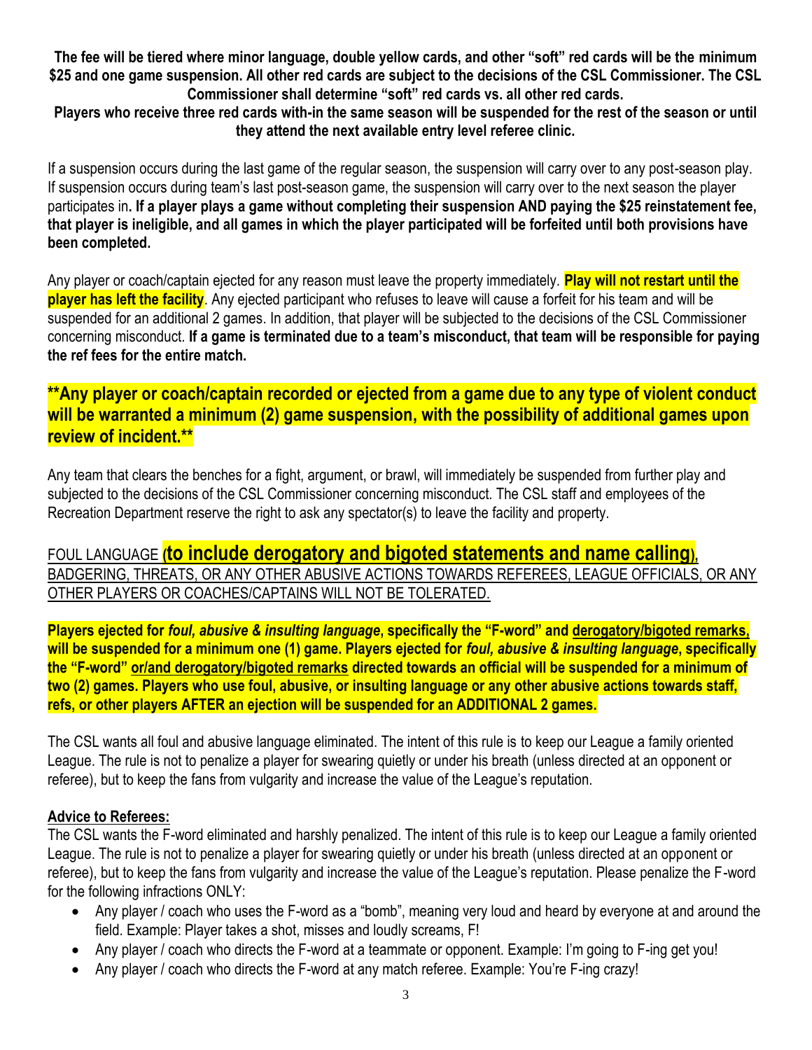**The fee will be tiered where minor language, double yellow cards, and other "soft" red cards will be the minimum $25 and one game suspension. All other red cards are subject to the decisions of the CSL Commissioner. The CSL Commissioner shall determine "soft" red cards vs. all other red cards.**

**Players who receive three red cards with-in the same season will be suspended for the rest of the season or until they attend the next available entry level referee clinic.**

If a suspension occurs during the last game of the regular season, the suspension will carry over to any post-season play. If suspension occurs during team's last post-season game, the suspension will carry over to the next season the player participates in**. If a player plays a game without completing their suspension AND paying the $25 reinstatement fee, that player is ineligible, and all games in which the player participated will be forfeited until both provisions have been completed.**

Any player or coach/captain ejected for any reason must leave the property immediately. **Play will not restart until the player has left the facility**. Any ejected participant who refuses to leave will cause a forfeit for his team and will be suspended for an additional 2 games. In addition, that player will be subjected to the decisions of the CSL Commissioner concerning misconduct. **If a game is terminated due to a team's misconduct, that team will be responsible for paying the ref fees for the entire match.**

**\*\*Any player or coach/captain recorded or ejected from a game due to any type of violent conduct will be warranted a minimum (2) game suspension, with the possibility of additional games upon review of incident.\*\***

Any team that clears the benches for a fight, argument, or brawl, will immediately be suspended from further play and subjected to the decisions of the CSL Commissioner concerning misconduct. The CSL staff and employees of the Recreation Department reserve the right to ask any spectator(s) to leave the facility and property.

<u>FOUL LANGUAGE **(to include derogatory and bigoted statements and name calling)**, BADGERING, THREATS, OR ANY OTHER ABUSIVE ACTIONS TOWARDS REFEREES, LEAGUE OFFICIALS, OR ANY OTHER PLAYERS OR COACHES/CAPTAINS WILL NOT BE TOLERATED.</u>

**Players ejected for *foul, abusive & insulting language*, specifically the "F-word" and <u>derogatory/bigoted remarks,</u> will be suspended for a minimum one (1) game. Players ejected for *foul, abusive & insulting language*, specifically the "F-word" <u>or/and derogatory/bigoted remarks</u> directed towards an official will be suspended for a minimum of two (2) games. Players who use foul, abusive, or insulting language or any other abusive actions towards staff, refs, or other players AFTER an ejection will be suspended for an ADDITIONAL 2 games.**

The CSL wants all foul and abusive language eliminated. The intent of this rule is to keep our League a family oriented League. The rule is not to penalize a player for swearing quietly or under his breath (unless directed at an opponent or referee), but to keep the fans from vulgarity and increase the value of the League's reputation.

**<u>Advice to Referees:</u>**

The CSL wants the F-word eliminated and harshly penalized. The intent of this rule is to keep our League a family oriented League. The rule is not to penalize a player for swearing quietly or under his breath (unless directed at an opponent or referee), but to keep the fans from vulgarity and increase the value of the League's reputation. Please penalize the F-word for the following infractions ONLY:

- Any player / coach who uses the F-word as a "bomb", meaning very loud and heard by everyone at and around the field. Example: Player takes a shot, misses and loudly screams, F!
- Any player / coach who directs the F-word at a teammate or opponent. Example: I'm going to F-ing get you!
- Any player / coach who directs the F-word at any match referee. Example: You're F-ing crazy!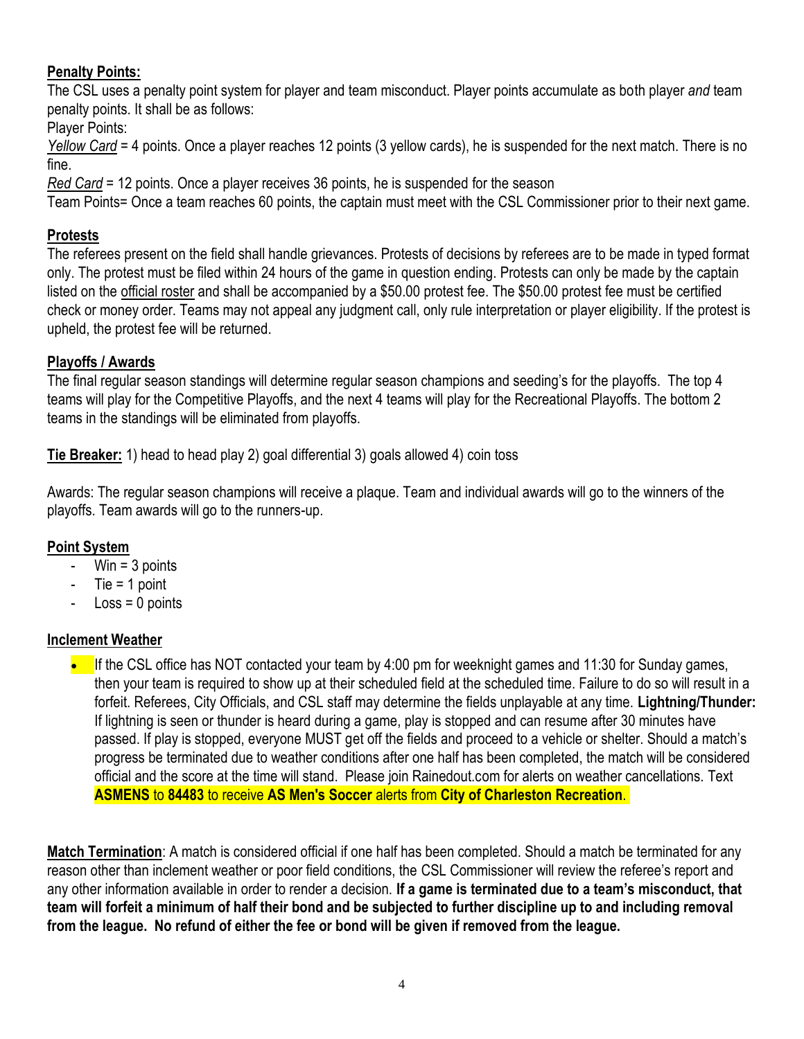**Penalty Points:**

The CSL uses a penalty point system for player and team misconduct. Player points accumulate as both player *and* team penalty points. It shall be as follows:

Player Points:

*Yellow Card* = 4 points. Once a player reaches 12 points (3 yellow cards), he is suspended for the next match. There is no fine.

*Red Card* = 12 points. Once a player receives 36 points, he is suspended for the season

Team Points= Once a team reaches 60 points, the captain must meet with the CSL Commissioner prior to their next game.

**Protests**

The referees present on the field shall handle grievances. Protests of decisions by referees are to be made in typed format only. The protest must be filed within 24 hours of the game in question ending. Protests can only be made by the captain listed on the official roster and shall be accompanied by a $50.00 protest fee. The $50.00 protest fee must be certified check or money order. Teams may not appeal any judgment call, only rule interpretation or player eligibility. If the protest is upheld, the protest fee will be returned.

**Playoffs / Awards**

The final regular season standings will determine regular season champions and seeding's for the playoffs. The top 4 teams will play for the Competitive Playoffs, and the next 4 teams will play for the Recreational Playoffs. The bottom 2 teams in the standings will be eliminated from playoffs.

**Tie Breaker:** 1) head to head play 2) goal differential 3) goals allowed 4) coin toss

Awards: The regular season champions will receive a plaque. Team and individual awards will go to the winners of the playoffs. Team awards will go to the runners-up.

**Point System**

- Win = 3 points
- Tie = 1 point
- Loss = 0 points

**Inclement Weather**

- If the CSL office has NOT contacted your team by 4:00 pm for weeknight games and 11:30 for Sunday games, then your team is required to show up at their scheduled field at the scheduled time. Failure to do so will result in a forfeit. Referees, City Officials, and CSL staff may determine the fields unplayable at any time. **Lightning/Thunder:** If lightning is seen or thunder is heard during a game, play is stopped and can resume after 30 minutes have passed. If play is stopped, everyone MUST get off the fields and proceed to a vehicle or shelter. Should a match's progress be terminated due to weather conditions after one half has been completed, the match will be considered official and the score at the time will stand. Please join Rainedout.com for alerts on weather cancellations. Text **ASMENS** to **84483** to receive **AS Men's Soccer** alerts from **City of Charleston Recreation**.

**Match Termination**: A match is considered official if one half has been completed. Should a match be terminated for any reason other than inclement weather or poor field conditions, the CSL Commissioner will review the referee's report and any other information available in order to render a decision. **If a game is terminated due to a team's misconduct, that team will forfeit a minimum of half their bond and be subjected to further discipline up to and including removal from the league. No refund of either the fee or bond will be given if removed from the league.**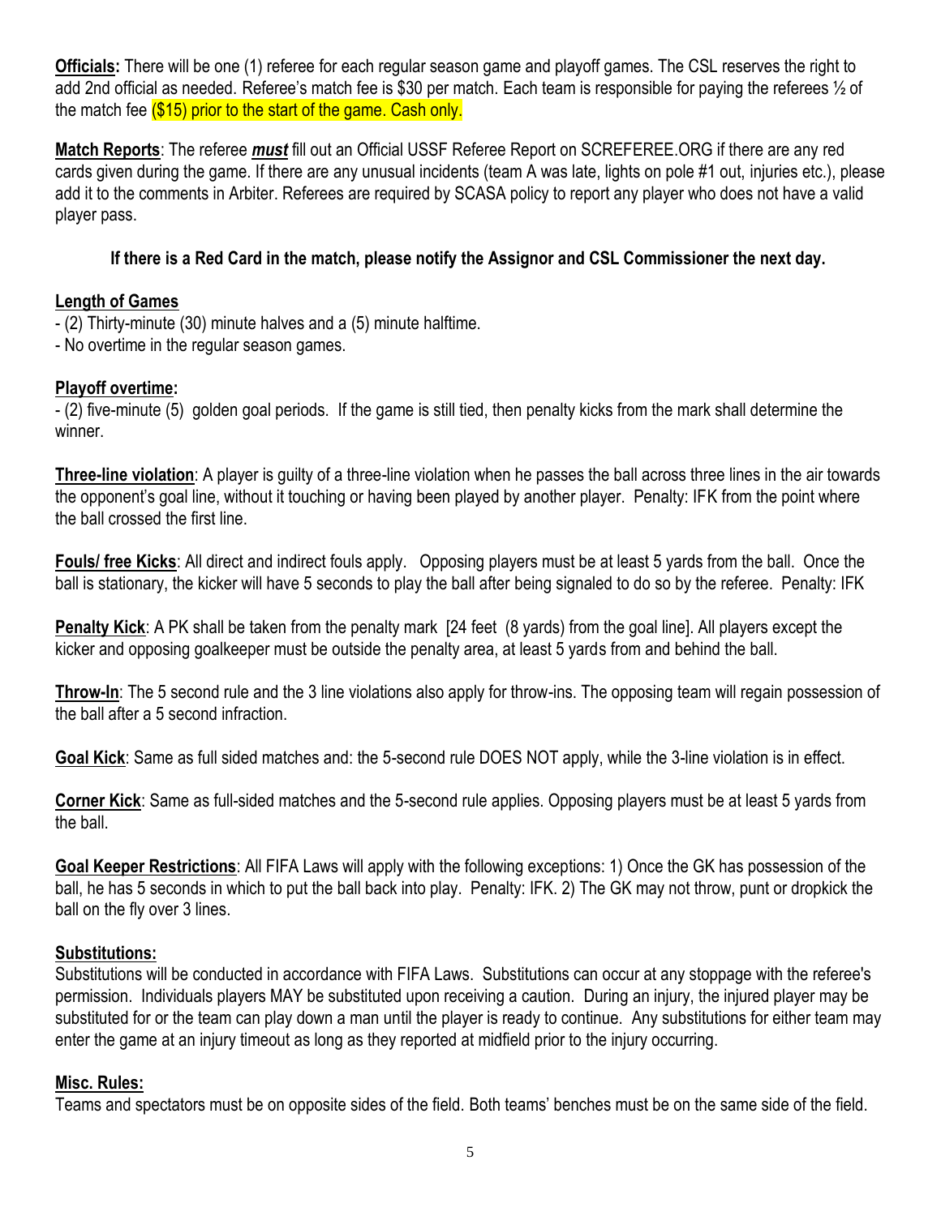**Officials:** There will be one (1) referee for each regular season game and playoff games. The CSL reserves the right to add 2nd official as needed. Referee's match fee is $30 per match. Each team is responsible for paying the referees ½ of the match fee ($15) prior to the start of the game. Cash only.

**Match Reports**: The referee ***must*** fill out an Official USSF Referee Report on SCREFEREE.ORG if there are any red cards given during the game. If there are any unusual incidents (team A was late, lights on pole #1 out, injuries etc.), please add it to the comments in Arbiter. Referees are required by SCASA policy to report any player who does not have a valid player pass.

**If there is a Red Card in the match, please notify the Assignor and CSL Commissioner the next day.**

**Length of Games**

- (2) Thirty-minute (30) minute halves and a (5) minute halftime.
- No overtime in the regular season games.

**Playoff overtime:**

- (2) five-minute (5) golden goal periods. If the game is still tied, then penalty kicks from the mark shall determine the winner.

**Three-line violation**: A player is guilty of a three-line violation when he passes the ball across three lines in the air towards the opponent's goal line, without it touching or having been played by another player. Penalty: IFK from the point where the ball crossed the first line.

**Fouls/ free Kicks**: All direct and indirect fouls apply. Opposing players must be at least 5 yards from the ball. Once the ball is stationary, the kicker will have 5 seconds to play the ball after being signaled to do so by the referee. Penalty: IFK

**Penalty Kick**: A PK shall be taken from the penalty mark [24 feet (8 yards) from the goal line]. All players except the kicker and opposing goalkeeper must be outside the penalty area, at least 5 yards from and behind the ball.

**Throw-In**: The 5 second rule and the 3 line violations also apply for throw-ins. The opposing team will regain possession of the ball after a 5 second infraction.

**Goal Kick**: Same as full sided matches and: the 5-second rule DOES NOT apply, while the 3-line violation is in effect.

**Corner Kick**: Same as full-sided matches and the 5-second rule applies. Opposing players must be at least 5 yards from the ball.

**Goal Keeper Restrictions**: All FIFA Laws will apply with the following exceptions: 1) Once the GK has possession of the ball, he has 5 seconds in which to put the ball back into play. Penalty: IFK. 2) The GK may not throw, punt or dropkick the ball on the fly over 3 lines.

**Substitutions:**

Substitutions will be conducted in accordance with FIFA Laws. Substitutions can occur at any stoppage with the referee's permission. Individuals players MAY be substituted upon receiving a caution. During an injury, the injured player may be substituted for or the team can play down a man until the player is ready to continue. Any substitutions for either team may enter the game at an injury timeout as long as they reported at midfield prior to the injury occurring.

**Misc. Rules:**

Teams and spectators must be on opposite sides of the field. Both teams' benches must be on the same side of the field.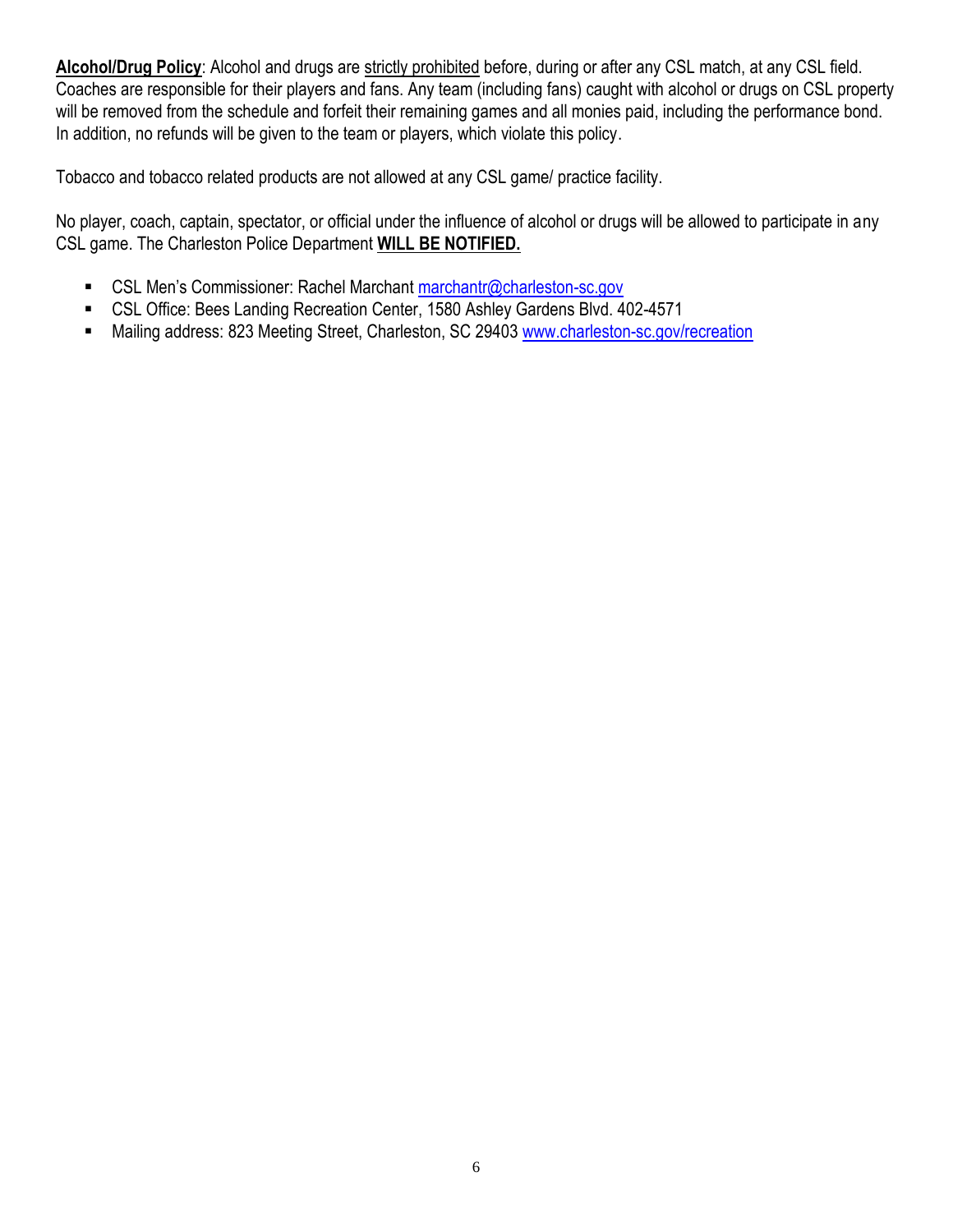**Alcohol/Drug Policy**: Alcohol and drugs are strictly prohibited before, during or after any CSL match, at any CSL field. Coaches are responsible for their players and fans. Any team (including fans) caught with alcohol or drugs on CSL property will be removed from the schedule and forfeit their remaining games and all monies paid, including the performance bond. In addition, no refunds will be given to the team or players, which violate this policy.

Tobacco and tobacco related products are not allowed at any CSL game/ practice facility.

No player, coach, captain, spectator, or official under the influence of alcohol or drugs will be allowed to participate in any CSL game. The Charleston Police Department **WILL BE NOTIFIED.**

- CSL Men's Commissioner: Rachel Marchant marchantr@charleston-sc.gov
- CSL Office: Bees Landing Recreation Center, 1580 Ashley Gardens Blvd. 402-4571
- Mailing address: 823 Meeting Street, Charleston, SC 29403 www.charleston-sc.gov/recreation